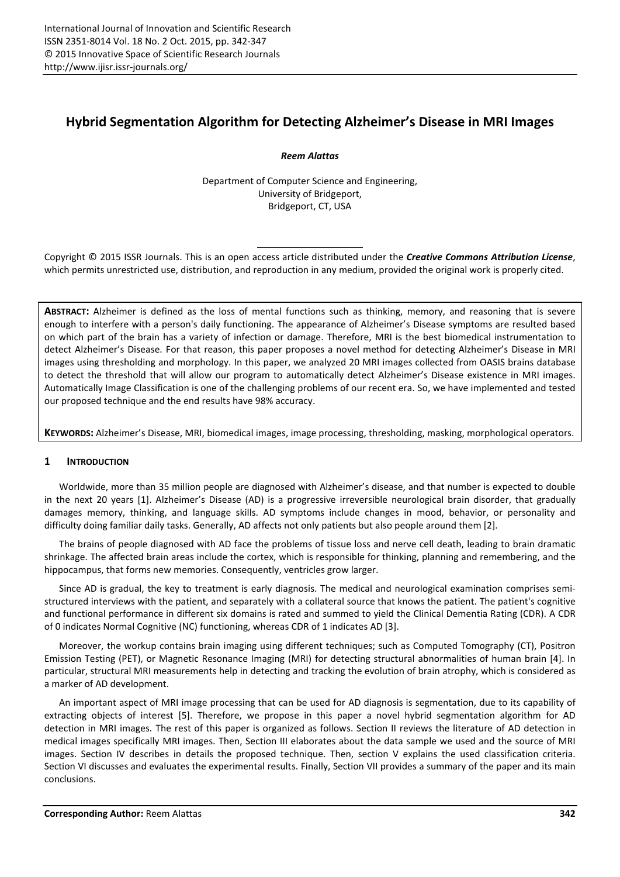# Hybrid Segmentation Algorithm for Detecting Alzheimer's Disease in MRI Images

***Reem Alattas***

Department of Computer Science and Engineering,
University of Bridgeport,
Bridgeport, CT, USA

Copyright © 2015 ISSR Journals. This is an open access article distributed under the ***Creative Commons Attribution License***, which permits unrestricted use, distribution, and reproduction in any medium, provided the original work is properly cited.

**ABSTRACT:** Alzheimer is defined as the loss of mental functions such as thinking, memory, and reasoning that is severe enough to interfere with a person's daily functioning. The appearance of Alzheimer's Disease symptoms are resulted based on which part of the brain has a variety of infection or damage. Therefore, MRI is the best biomedical instrumentation to detect Alzheimer's Disease. For that reason, this paper proposes a novel method for detecting Alzheimer's Disease in MRI images using thresholding and morphology. In this paper, we analyzed 20 MRI images collected from OASIS brains database to detect the threshold that will allow our program to automatically detect Alzheimer's Disease existence in MRI images. Automatically Image Classification is one of the challenging problems of our recent era. So, we have implemented and tested our proposed technique and the end results have 98% accuracy.

**KEYWORDS:** Alzheimer's Disease, MRI, biomedical images, image processing, thresholding, masking, morphological operators.

## 1 INTRODUCTION

Worldwide, more than 35 million people are diagnosed with Alzheimer's disease, and that number is expected to double in the next 20 years [1]. Alzheimer's Disease (AD) is a progressive irreversible neurological brain disorder, that gradually damages memory, thinking, and language skills. AD symptoms include changes in mood, behavior, or personality and difficulty doing familiar daily tasks. Generally, AD affects not only patients but also people around them [2].

The brains of people diagnosed with AD face the problems of tissue loss and nerve cell death, leading to brain dramatic shrinkage. The affected brain areas include the cortex, which is responsible for thinking, planning and remembering, and the hippocampus, that forms new memories. Consequently, ventricles grow larger.

Since AD is gradual, the key to treatment is early diagnosis. The medical and neurological examination comprises semi-structured interviews with the patient, and separately with a collateral source that knows the patient. The patient's cognitive and functional performance in different six domains is rated and summed to yield the Clinical Dementia Rating (CDR). A CDR of 0 indicates Normal Cognitive (NC) functioning, whereas CDR of 1 indicates AD [3].

Moreover, the workup contains brain imaging using different techniques; such as Computed Tomography (CT), Positron Emission Testing (PET), or Magnetic Resonance Imaging (MRI) for detecting structural abnormalities of human brain [4]. In particular, structural MRI measurements help in detecting and tracking the evolution of brain atrophy, which is considered as a marker of AD development.

An important aspect of MRI image processing that can be used for AD diagnosis is segmentation, due to its capability of extracting objects of interest [5]. Therefore, we propose in this paper a novel hybrid segmentation algorithm for AD detection in MRI images. The rest of this paper is organized as follows. Section II reviews the literature of AD detection in medical images specifically MRI images. Then, Section III elaborates about the data sample we used and the source of MRI images. Section IV describes in details the proposed technique. Then, section V explains the used classification criteria. Section VI discusses and evaluates the experimental results. Finally, Section VII provides a summary of the paper and its main conclusions.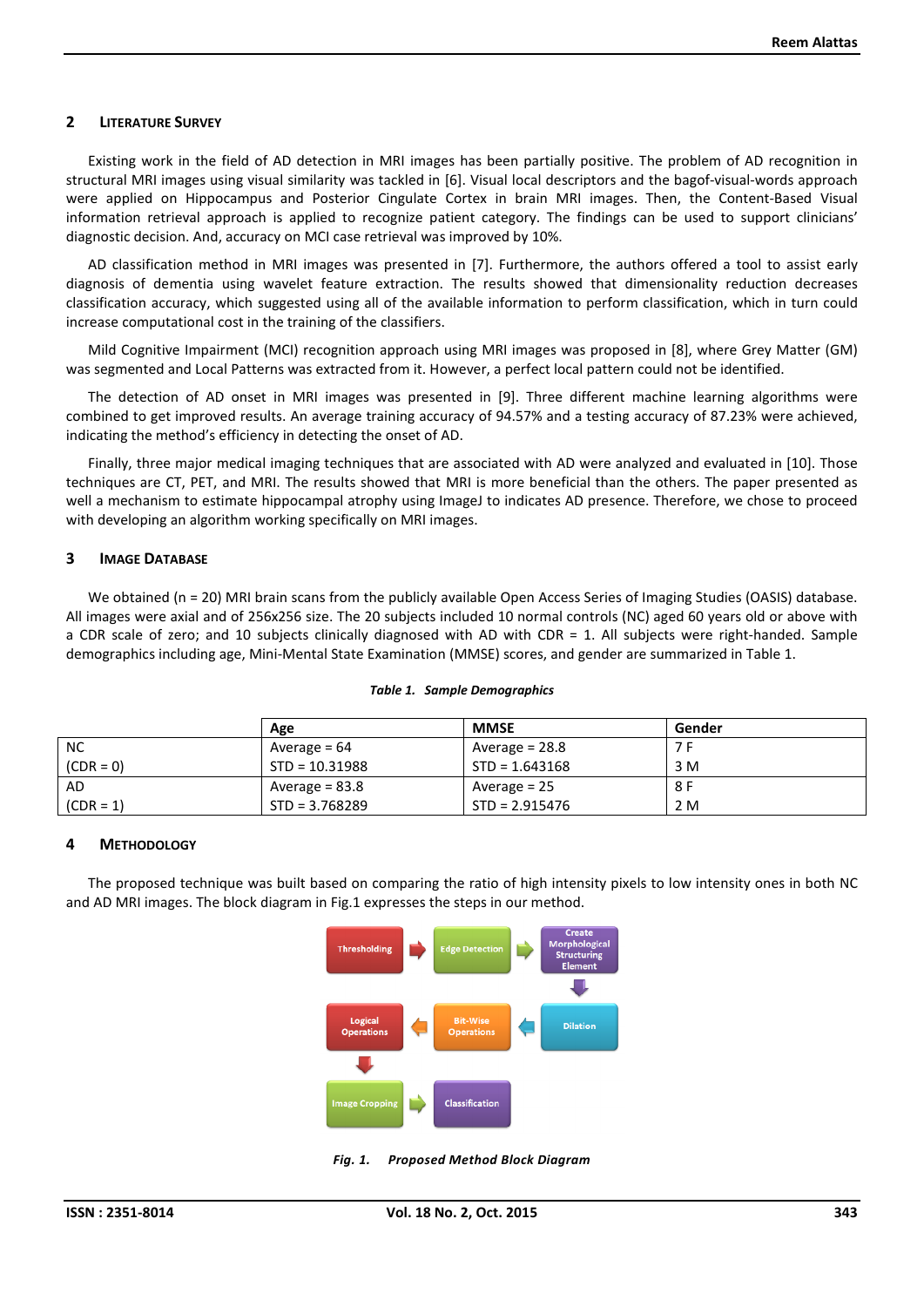## 2 Literature Survey

Existing work in the field of AD detection in MRI images has been partially positive. The problem of AD recognition in structural MRI images using visual similarity was tackled in [6]. Visual local descriptors and the bagof-visual-words approach were applied on Hippocampus and Posterior Cingulate Cortex in brain MRI images. Then, the Content-Based Visual information retrieval approach is applied to recognize patient category. The findings can be used to support clinicians' diagnostic decision. And, accuracy on MCI case retrieval was improved by 10%.

AD classification method in MRI images was presented in [7]. Furthermore, the authors offered a tool to assist early diagnosis of dementia using wavelet feature extraction. The results showed that dimensionality reduction decreases classification accuracy, which suggested using all of the available information to perform classification, which in turn could increase computational cost in the training of the classifiers.

Mild Cognitive Impairment (MCI) recognition approach using MRI images was proposed in [8], where Grey Matter (GM) was segmented and Local Patterns was extracted from it. However, a perfect local pattern could not be identified.

The detection of AD onset in MRI images was presented in [9]. Three different machine learning algorithms were combined to get improved results. An average training accuracy of 94.57% and a testing accuracy of 87.23% were achieved, indicating the method's efficiency in detecting the onset of AD.

Finally, three major medical imaging techniques that are associated with AD were analyzed and evaluated in [10]. Those techniques are CT, PET, and MRI. The results showed that MRI is more beneficial than the others. The paper presented as well a mechanism to estimate hippocampal atrophy using ImageJ to indicates AD presence. Therefore, we chose to proceed with developing an algorithm working specifically on MRI images.

## 3 Image Database

We obtained (n = 20) MRI brain scans from the publicly available Open Access Series of Imaging Studies (OASIS) database. All images were axial and of 256x256 size. The 20 subjects included 10 normal controls (NC) aged 60 years old or above with a CDR scale of zero; and 10 subjects clinically diagnosed with AD with CDR = 1. All subjects were right-handed. Sample demographics including age, Mini-Mental State Examination (MMSE) scores, and gender are summarized in Table 1.

*Table 1. Sample Demographics*

| | Age | MMSE | Gender |
|---|---|---|---|
| NC (CDR = 0) | Average = 64<br>STD = 10.31988 | Average = 28.8<br>STD = 1.643168 | 7 F<br>3 M |
| AD (CDR = 1) | Average = 83.8<br>STD = 3.768289 | Average = 25<br>STD = 2.915476 | 8 F<br>2 M |

## 4 Methodology

The proposed technique was built based on comparing the ratio of high intensity pixels to low intensity ones in both NC and AD MRI images. The block diagram in Fig.1 expresses the steps in our method.

Thresholding → Edge Detection → Create Morphological Structuring Element → Dilation → Bit-Wise Operations → Logical Operations → Image Cropping → Classification

*Fig. 1. Proposed Method Block Diagram*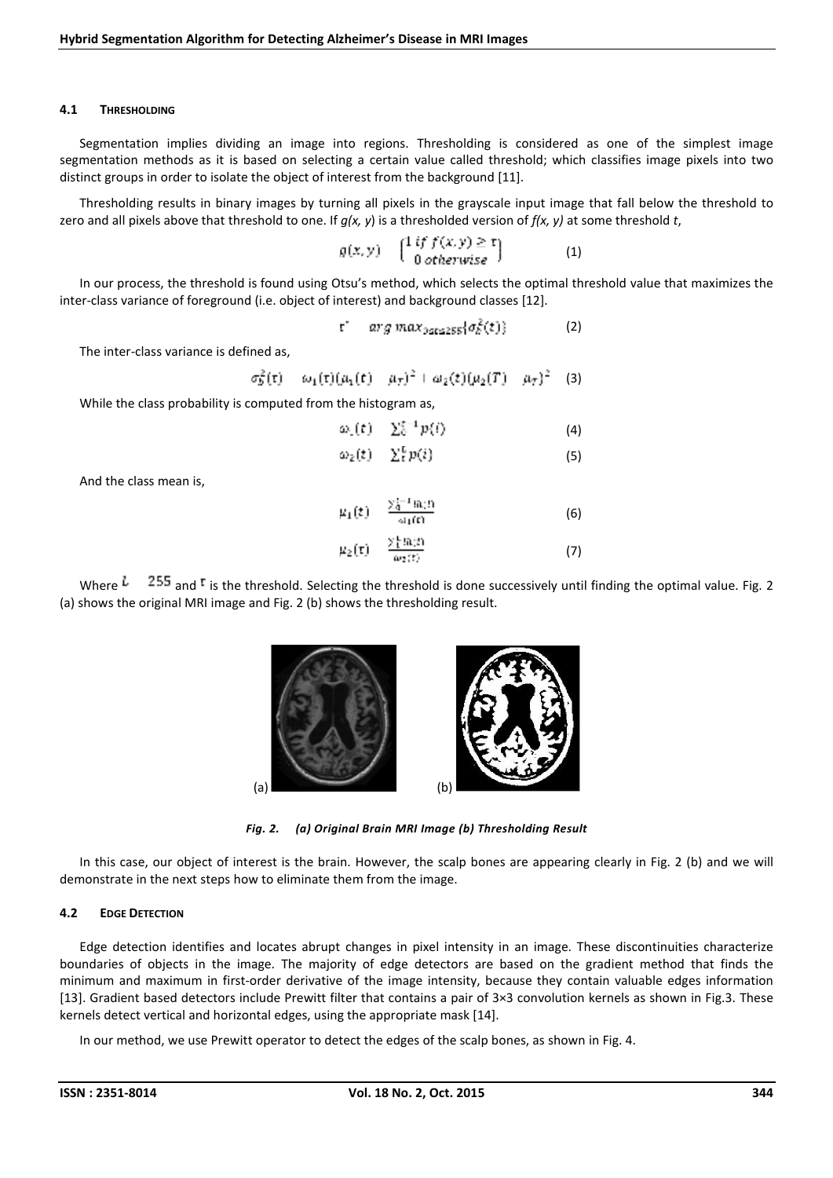### 4.1 Thresholding

Segmentation implies dividing an image into regions. Thresholding is considered as one of the simplest image segmentation methods as it is based on selecting a certain value called threshold; which classifies image pixels into two distinct groups in order to isolate the object of interest from the background [11].

Thresholding results in binary images by turning all pixels in the grayscale input image that fall below the threshold to zero and all pixels above that threshold to one. If *g(x, y)* is a thresholded version of *f(x, y)* at some threshold *t*,

$$g(x,y) = \begin{cases} 1 \text{ if } f(x,y) \geq \tau \\ 0 \text{ otherwise} \end{cases} \tag{1}$$

In our process, the threshold is found using Otsu's method, which selects the optimal threshold value that maximizes the inter-class variance of foreground (i.e. object of interest) and background classes [12].

$$\tau^* = \arg\max_{0 \leq t \leq 255}\{\sigma_B^2(t)\} \tag{2}$$

The inter-class variance is defined as,

$$\sigma_B^2(\tau) = \omega_1(\tau)(\mu_1(t) - \mu_T)^2 + \omega_2(t)(\mu_2(T) - \mu_T)^2 \tag{3}$$

While the class probability is computed from the histogram as,

$$\omega_1(t) = \sum_0^{t-1} p(i) \tag{4}$$

$$\omega_2(t) = \sum_t^L p(i) \tag{5}$$

And the class mean is,

$$\mu_1(t) = \frac{\sum_0^{t-1} ip(i)}{\omega_1(t)} \tag{6}$$

$$\mu_2(t) = \frac{\sum_t^L ip(i)}{\omega_2(t)} \tag{7}$$

Where $L = 255$ and $\tau$ is the threshold. Selecting the threshold is done successively until finding the optimal value. Fig. 2 (a) shows the original MRI image and Fig. 2 (b) shows the thresholding result.

*Fig. 2. (a) Original Brain MRI Image (b) Thresholding Result*

In this case, our object of interest is the brain. However, the scalp bones are appearing clearly in Fig. 2 (b) and we will demonstrate in the next steps how to eliminate them from the image.

### 4.2 Edge Detection

Edge detection identifies and locates abrupt changes in pixel intensity in an image. These discontinuities characterize boundaries of objects in the image. The majority of edge detectors are based on the gradient method that finds the minimum and maximum in first-order derivative of the image intensity, because they contain valuable edges information [13]. Gradient based detectors include Prewitt filter that contains a pair of 3×3 convolution kernels as shown in Fig.3. These kernels detect vertical and horizontal edges, using the appropriate mask [14].

In our method, we use Prewitt operator to detect the edges of the scalp bones, as shown in Fig. 4.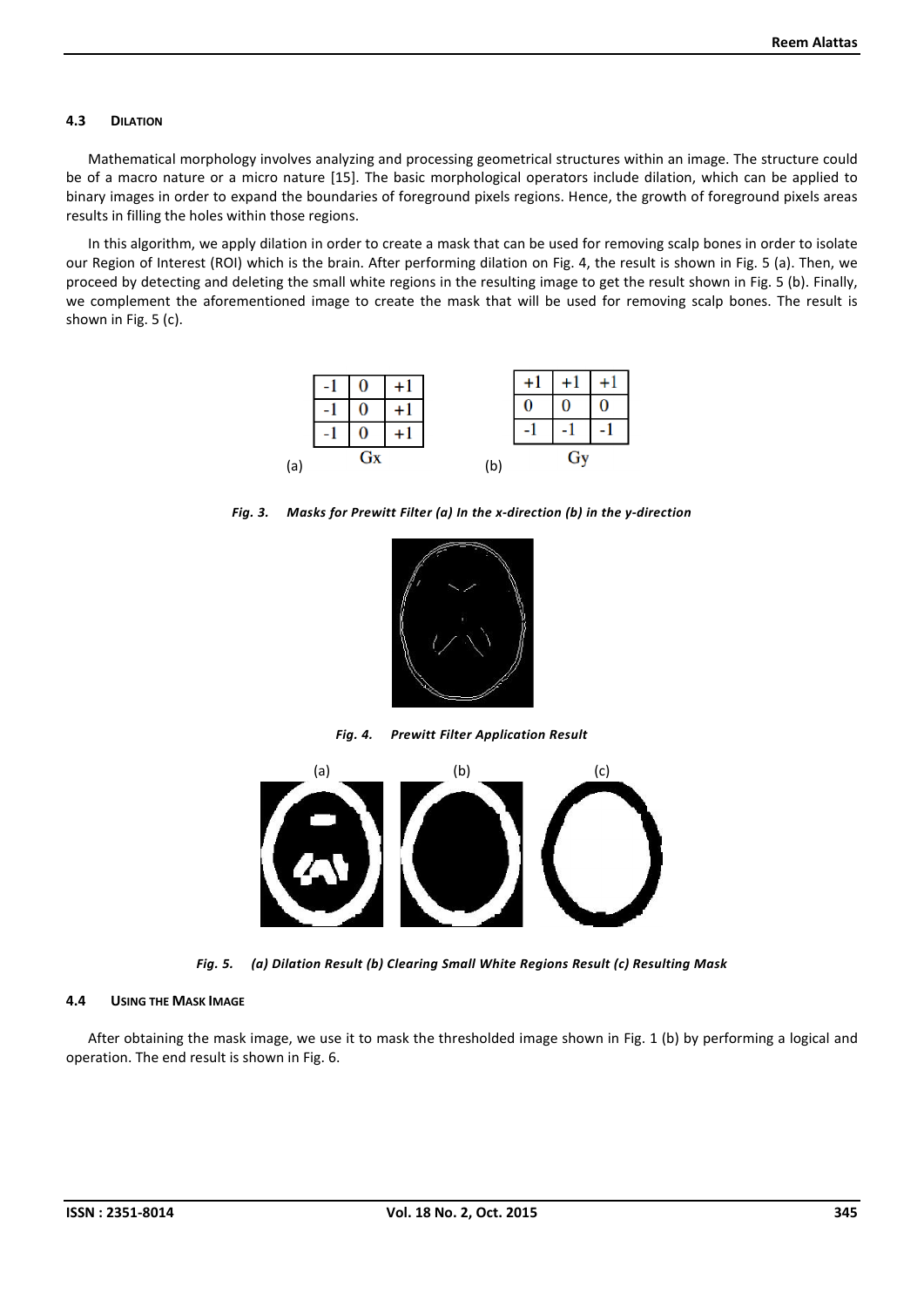### 4.3 DILATION

Mathematical morphology involves analyzing and processing geometrical structures within an image. The structure could be of a macro nature or a micro nature [15]. The basic morphological operators include dilation, which can be applied to binary images in order to expand the boundaries of foreground pixels regions. Hence, the growth of foreground pixels areas results in filling the holes within those regions.

In this algorithm, we apply dilation in order to create a mask that can be used for removing scalp bones in order to isolate our Region of Interest (ROI) which is the brain. After performing dilation on Fig. 4, the result is shown in Fig. 5 (a). Then, we proceed by detecting and deleting the small white regions in the resulting image to get the result shown in Fig. 5 (b). Finally, we complement the aforementioned image to create the mask that will be used for removing scalp bones. The result is shown in Fig. 5 (c).

(a) Gx

| -1 | 0 | +1 |
|---|---|---|
| -1 | 0 | +1 |
| -1 | 0 | +1 |

(b) Gy

| +1 | +1 | +1 |
|---|---|---|
| 0 | 0 | 0 |
| -1 | -1 | -1 |

*Fig. 3. Masks for Prewitt Filter (a) In the x-direction (b) in the y-direction*

*Fig. 4. Prewitt Filter Application Result*

*Fig. 5. (a) Dilation Result (b) Clearing Small White Regions Result (c) Resulting Mask*

### 4.4 USING THE MASK IMAGE

After obtaining the mask image, we use it to mask the thresholded image shown in Fig. 1 (b) by performing a logical and operation. The end result is shown in Fig. 6.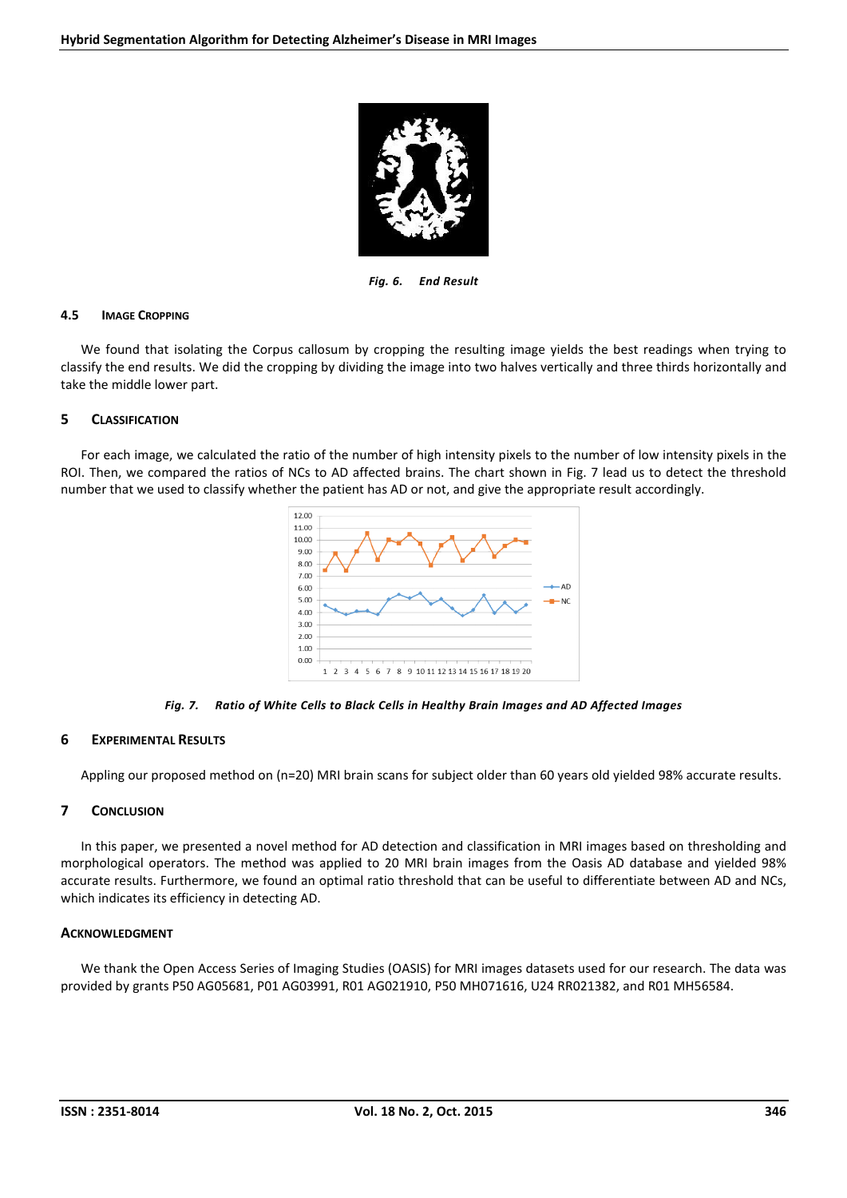*Fig. 6. End Result*

### 4.5 Image Cropping

We found that isolating the Corpus callosum by cropping the resulting image yields the best readings when trying to classify the end results. We did the cropping by dividing the image into two halves vertically and three thirds horizontally and take the middle lower part.

## 5 Classification

For each image, we calculated the ratio of the number of high intensity pixels to the number of low intensity pixels in the ROI. Then, we compared the ratios of NCs to AD affected brains. The chart shown in Fig. 7 lead us to detect the threshold number that we used to classify whether the patient has AD or not, and give the appropriate result accordingly.

*Fig. 7. Ratio of White Cells to Black Cells in Healthy Brain Images and AD Affected Images*

## 6 Experimental Results

Appling our proposed method on (n=20) MRI brain scans for subject older than 60 years old yielded 98% accurate results.

## 7 Conclusion

In this paper, we presented a novel method for AD detection and classification in MRI images based on thresholding and morphological operators. The method was applied to 20 MRI brain images from the Oasis AD database and yielded 98% accurate results. Furthermore, we found an optimal ratio threshold that can be useful to differentiate between AD and NCs, which indicates its efficiency in detecting AD.

## Acknowledgment

We thank the Open Access Series of Imaging Studies (OASIS) for MRI images datasets used for our research. The data was provided by grants P50 AG05681, P01 AG03991, R01 AG021910, P50 MH071616, U24 RR021382, and R01 MH56584.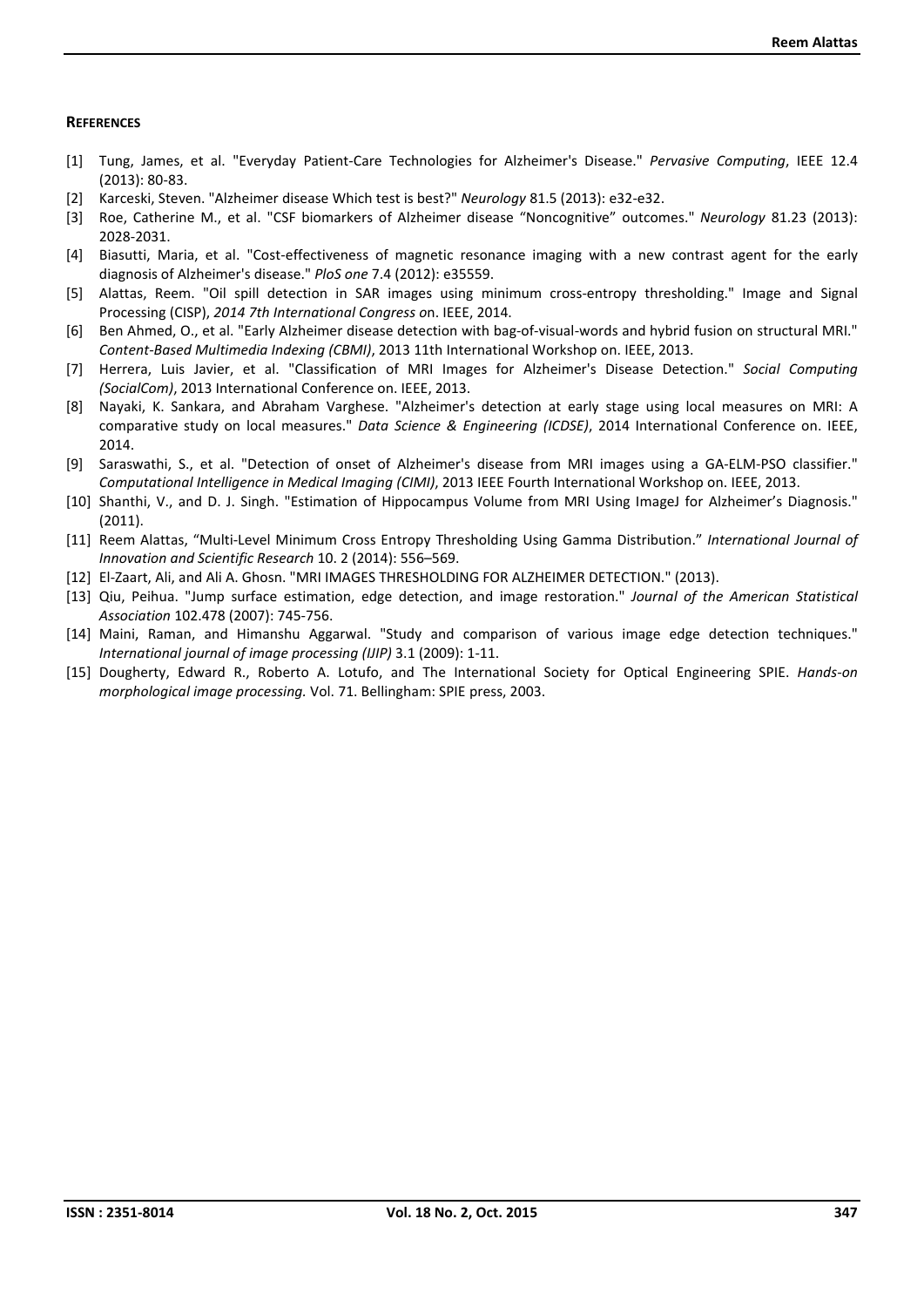## REFERENCES

[1] Tung, James, et al. "Everyday Patient-Care Technologies for Alzheimer's Disease." *Pervasive Computing*, IEEE 12.4 (2013): 80-83.

[2] Karceski, Steven. "Alzheimer disease Which test is best?" *Neurology* 81.5 (2013): e32-e32.

[3] Roe, Catherine M., et al. "CSF biomarkers of Alzheimer disease “Noncognitive” outcomes." *Neurology* 81.23 (2013): 2028-2031.

[4] Biasutti, Maria, et al. "Cost-effectiveness of magnetic resonance imaging with a new contrast agent for the early diagnosis of Alzheimer's disease." *PloS one* 7.4 (2012): e35559.

[5] Alattas, Reem. "Oil spill detection in SAR images using minimum cross-entropy thresholding." Image and Signal Processing (CISP), *2014 7th International Congress o*n. IEEE, 2014.

[6] Ben Ahmed, O., et al. "Early Alzheimer disease detection with bag-of-visual-words and hybrid fusion on structural MRI." *Content-Based Multimedia Indexing (CBMI)*, 2013 11th International Workshop on. IEEE, 2013.

[7] Herrera, Luis Javier, et al. "Classification of MRI Images for Alzheimer's Disease Detection." *Social Computing (SocialCom)*, 2013 International Conference on. IEEE, 2013.

[8] Nayaki, K. Sankara, and Abraham Varghese. "Alzheimer's detection at early stage using local measures on MRI: A comparative study on local measures." *Data Science & Engineering (ICDSE)*, 2014 International Conference on. IEEE, 2014.

[9] Saraswathi, S., et al. "Detection of onset of Alzheimer's disease from MRI images using a GA-ELM-PSO classifier." *Computational Intelligence in Medical Imaging (CIMI)*, 2013 IEEE Fourth International Workshop on. IEEE, 2013.

[10] Shanthi, V., and D. J. Singh. "Estimation of Hippocampus Volume from MRI Using ImageJ for Alzheimer's Diagnosis." (2011).

[11] Reem Alattas, “Multi-Level Minimum Cross Entropy Thresholding Using Gamma Distribution.” *International Journal of Innovation and Scientific Research* 10. 2 (2014): 556–569.

[12] El-Zaart, Ali, and Ali A. Ghosn. "MRI IMAGES THRESHOLDING FOR ALZHEIMER DETECTION." (2013).

[13] Qiu, Peihua. "Jump surface estimation, edge detection, and image restoration." *Journal of the American Statistical Association* 102.478 (2007): 745-756.

[14] Maini, Raman, and Himanshu Aggarwal. "Study and comparison of various image edge detection techniques." *International journal of image processing (IJIP)* 3.1 (2009): 1-11.

[15] Dougherty, Edward R., Roberto A. Lotufo, and The International Society for Optical Engineering SPIE. *Hands-on morphological image processing.* Vol. 71. Bellingham: SPIE press, 2003.